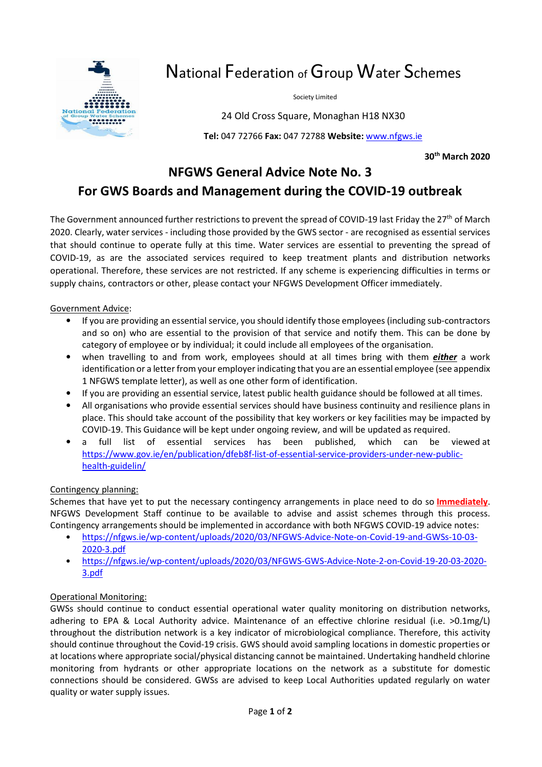# National Federation of Group Water Schemes

Society Limited

24 Old Cross Square, Monaghan H18 NX30

**Tel:** 047 72766 **Fax:** 047 72788 **Website:** www.nfgws.ie

**30th March 2020**

## NFGWS General Advice Note No. 3

## For GWS Boards and Management during the COVID-19 outbreak

The Government announced further restrictions to prevent the spread of COVID-19 last Friday the 27th of March 2020. Clearly, water services - including those provided by the GWS sector - are recognised as essential services that should continue to operate fully at this time. Water services are essential to preventing the spread of COVID-19, as are the associated services required to keep treatment plants and distribution networks operational. Therefore, these services are not restricted. If any scheme is experiencing difficulties in terms or supply chains, contractors or other, please contact your NFGWS Development Officer immediately.

Government Advice:

- If you are providing an essential service, you should identify those employees (including sub-contractors and so on) who are essential to the provision of that service and notify them. This can be done by category of employee or by individual; it could include all employees of the organisation.
- when travelling to and from work, employees should at all times bring with them ***either*** a work identification or a letter from your employer indicating that you are an essential employee (see appendix 1 NFGWS template letter), as well as one other form of identification.
- If you are providing an essential service, latest public health guidance should be followed at all times.
- All organisations who provide essential services should have business continuity and resilience plans in place. This should take account of the possibility that key workers or key facilities may be impacted by COVID-19. This Guidance will be kept under ongoing review, and will be updated as required.
- a full list of essential services has been published, which can be viewed at https://www.gov.ie/en/publication/dfeb8f-list-of-essential-service-providers-under-new-public-health-guidelin/

Contingency planning:

Schemes that have yet to put the necessary contingency arrangements in place need to do so **Immediately**. NFGWS Development Staff continue to be available to advise and assist schemes through this process. Contingency arrangements should be implemented in accordance with both NFGWS COVID-19 advice notes:

- https://nfgws.ie/wp-content/uploads/2020/03/NFGWS-Advice-Note-on-Covid-19-and-GWSs-10-03-2020-3.pdf
- https://nfgws.ie/wp-content/uploads/2020/03/NFGWS-GWS-Advice-Note-2-on-Covid-19-20-03-2020-3.pdf

Operational Monitoring:

GWSs should continue to conduct essential operational water quality monitoring on distribution networks, adhering to EPA & Local Authority advice. Maintenance of an effective chlorine residual (i.e. >0.1mg/L) throughout the distribution network is a key indicator of microbiological compliance. Therefore, this activity should continue throughout the Covid-19 crisis. GWS should avoid sampling locations in domestic properties or at locations where appropriate social/physical distancing cannot be maintained. Undertaking handheld chlorine monitoring from hydrants or other appropriate locations on the network as a substitute for domestic connections should be considered. GWSs are advised to keep Local Authorities updated regularly on water quality or water supply issues.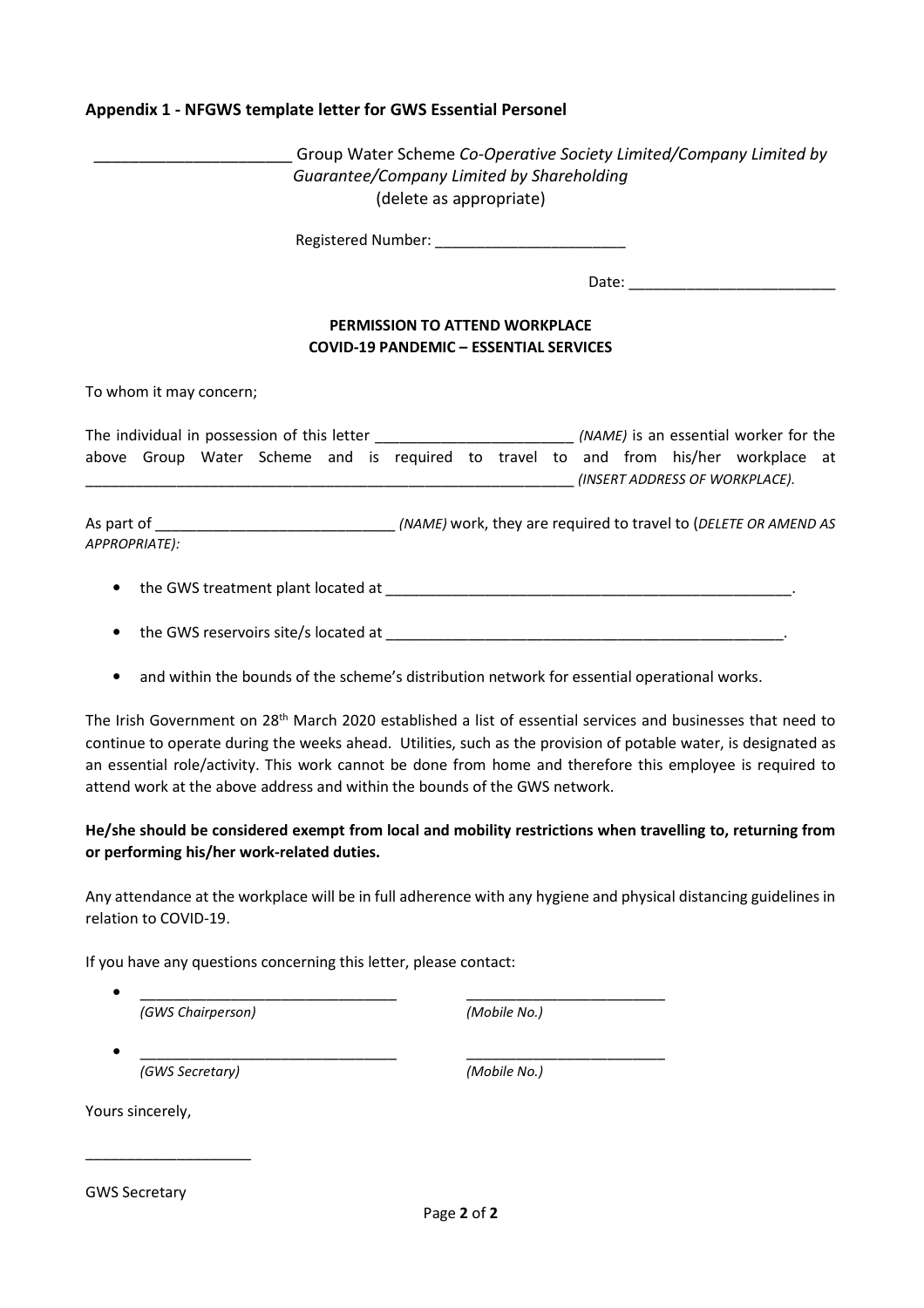**Appendix 1 - NFGWS template letter for GWS Essential Personel**

______________________ Group Water Scheme *Co-Operative Society Limited/Company Limited by Guarantee/Company Limited by Shareholding*
(delete as appropriate)

Registered Number: ______________________

Date: ________________________

**PERMISSION TO ATTEND WORKPLACE**
**COVID-19 PANDEMIC – ESSENTIAL SERVICES**

To whom it may concern;

The individual in possession of this letter _______________________ *(NAME)* is an essential worker for the above Group Water Scheme and is required to travel to and from his/her workplace at ___________________________________________________________ *(INSERT ADDRESS OF WORKPLACE).*

As part of ____________________________ *(NAME)* work, they are required to travel to (*DELETE OR AMEND AS APPROPRIATE):*

- the GWS treatment plant located at __________________________________________________.
- the GWS reservoirs site/s located at _________________________________________________.
- and within the bounds of the scheme's distribution network for essential operational works.

The Irish Government on 28th March 2020 established a list of essential services and businesses that need to continue to operate during the weeks ahead. Utilities, such as the provision of potable water, is designated as an essential role/activity. This work cannot be done from home and therefore this employee is required to attend work at the above address and within the bounds of the GWS network.

**He/she should be considered exempt from local and mobility restrictions when travelling to, returning from or performing his/her work-related duties.**

Any attendance at the workplace will be in full adherence with any hygiene and physical distancing guidelines in relation to COVID-19.

If you have any questions concerning this letter, please contact:

- _______________________________ *(GWS Chairperson)* ________________________ *(Mobile No.)*
- _______________________________ *(GWS Secretary)* ________________________ *(Mobile No.)*

Yours sincerely,

___________________

GWS Secretary